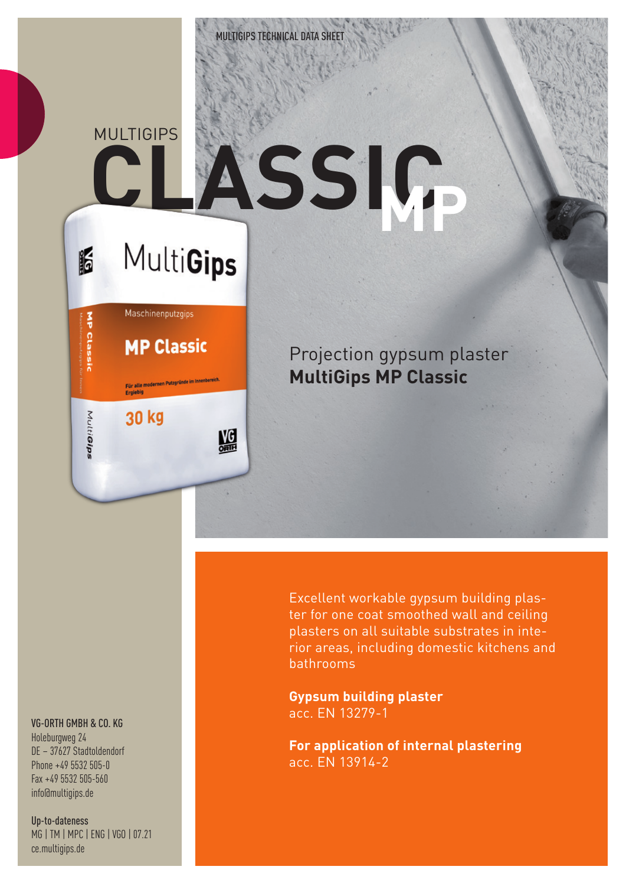MULTIGIPS TECHNICAL DATA SHEET

# MULTIGIPS CLASSIC MP

Projection gypsum plaster
**MultiGips MP Classic**

Excellent workable gypsum building plaster for one coat smoothed wall and ceiling plasters on all suitable substrates in interior areas, including domestic kitchens and bathrooms

**Gypsum building plaster**
acc. EN 13279-1

**For application of internal plastering**
acc. EN 13914-2

**VG-ORTH GMBH & CO. KG**
Holeburgweg 24
DE – 37627 Stadtoldendorf
Phone +49 5532 505-0
Fax +49 5532 505-560
info@multigips.de

**Up-to-dateness**
MG | TM | MPC | ENG | VGO | 07.21
ce.multigips.de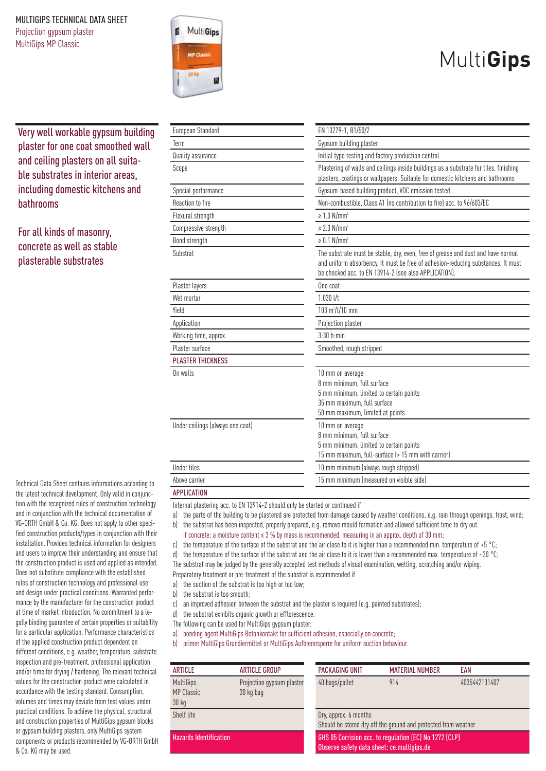MULTIGIPS TECHNICAL DATA SHEET
Projection gypsum plaster
MultiGips MP Classic

MultiGips

## Very well workable gypsum building plaster for one coat smoothed wall and ceiling plasters on all suitable substrates in interior areas, including domestic kitchens and bathrooms

## For all kinds of masonry, concrete as well as stable plasterable substrates

| | |
|---|---|
| European Standard | EN 13279-1, B1/50/2 |
| Term | Gypsum building plaster |
| Quality assurance | Initial type testing and factory production control |
| Scope | Plastering of walls and ceilings inside buildings as a substrate for tiles, finishing plasters, coatings or wallpapers. Suitable for domestic kitchens and bathrooms |
| Special performance | Gypsum-based building product, VOC emission tested |
| Reaction to fire | Non-combustible, Class A1 (no contribution to fire) acc. to 96/603/EC |
| Flexural strength | ≥ 1.0 N/mm² |
| Compressive strength | ≥ 2.0 N/mm² |
| Bond strength | ≥ 0.1 N/mm² |
| Substrat | The substrate must be stable, dry, even, free of grease and dust and have normal and uniform absorbency. It must be free of adhesion-reducing substances. It must be checked acc. to EN 13914-2 (see also APPLICATION). |
| Plaster layers | One coat |
| Wet mortar | 1,030 l/t |
| Yield | 103 m²/t/10 mm |
| Application | Projection plaster |
| Working time, approx. | 3:30 h:min |
| Plaster surface | Smoothed, rough stripped |
| **PLASTER THICKNESS** | |
| On walls | 10 mm on average<br>8 mm minimum, full surface<br>5 mm minimum, limited to certain points<br>35 mm maximum, full surface<br>50 mm maximum, limited at points |
| Under ceilings (always one coat) | 10 mm on average<br>8 mm minimum, full surface<br>5 mm minimum, limited to certain points<br>15 mm maximum, full-surface (> 15 mm with carrier) |
| Under tiles | 10 mm minimum (always rough stripped) |
| Above carrier | 15 mm minimum (measured on visible side) |

### APPLICATION

Internal plastering acc. to EN 13914-2 should only be started or continued if

a) the parts of the building to be plastered are protected from damage caused by weather conditions, e.g. rain through openings, frost, wind;
b) the substrate has been inspected, properly prepared, e.g. remove mould formation and allowed sufficient time to dry out.
If concrete: a moisture content ≤ 3 % by mass is recommended, measuring in an approx. depth of 30 mm;
c) the temperature of the surface of the substrate and the air close to it is higher than a recommended min. temperature of +5 °C;
d) the temperature of the surface of the substrate and the air close to it is lower than a recommended max. temperature of +30 °C;

The substrate may be judged by the generally accepted test methods of visual examination, wetting, scratching and/or wiping.

Preparatory treatment or pre-treatment of the substrate is recommended if

a) the suction of the substrate is too high or too low;
b) the substrate is too smooth;
c) an improved adhesion between the substrate and the plaster is required (e.g. painted substrates);
d) the substrate exhibits organic growth or efflorescence.

The following can be used for MultiGips gypsum plaster:

a) bonding agent MultiGips Betonkontakt for sufficient adhesion, especially on concrete;
b) primer MultiGips Grundiermittel or MultiGips Aufbrennsperre for uniform suction behaviour.

| ARTICLE | ARTICLE GROUP | PACKAGING UNIT | MATERIAL NUMBER | EAN |
|---|---|---|---|---|
| MultiGips MP Classic 30 kg | Projection gypsum plaster 30 kg bag | 40 bags/pallet | 914 | 4035442131407 |
| Shelf life | | Dry, approx. 6 months<br>Should be stored dry off the ground and protected from weather | | |
| Hazards Identification | | GHS 05 Corrision acc. to regulation (EC) No 1272 (CLP)<br>Observe safety data sheet: ce.multigips.de | | |

Technical Data Sheet contains informations according to the latest technical development. Only valid in conjunction with the recognized rules of construction technology and in conjunction with the technical documentation of VG-ORTH GmbH & Co. KG. Does not apply to other specified construction products/types in conjunction with their installation. Provides technical information for designers and users to improve their understanding and ensure that the construction product is used and applied as intended. Does not substitute compliance with the established rules of construction technology and professional use and design under practical conditions. Warranted performance by the manufacturer for the construction product at time of market introduction. No commitment to a legally binding guarantee of certain properties or suitability for a particular application. Performance characteristics of the applied construction product dependent on different conditions, e.g. weather, temperature, substrate inspection and pre-treatment, professional application and/or time for drying / hardening. The relevant technical values for the construction product were calculated in accordance with the testing standard. Consumption, volumes and times may deviate from test values under practical conditions. To achieve the physical, structural and construction properties of MultiGips gypsum blocks or gypsum building plasters, only MultiGips system components or products recommended by VG-ORTH GmbH & Co. KG may be used.